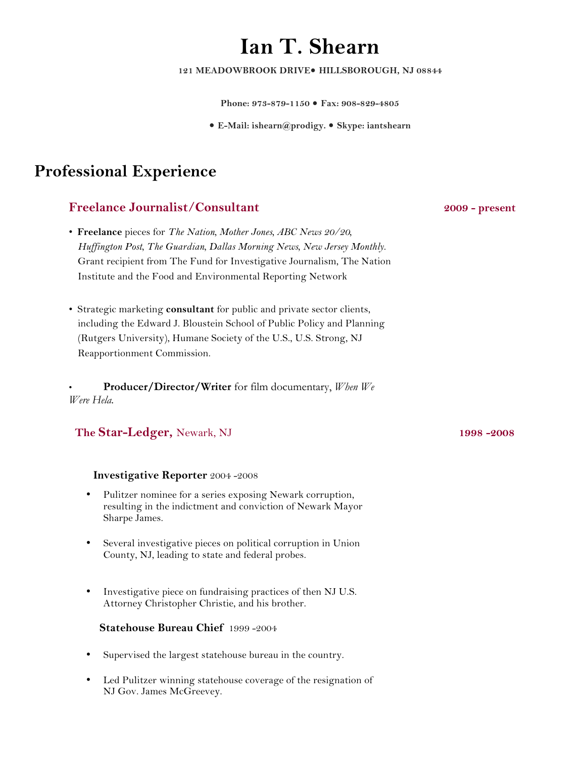# Ian T. Shearn

**121 MEADOWBROOK DRIVE• HILLSBOROUGH, NJ 08844**

**Phone: 973-879-1150 • Fax: 908-829-4805**

**• E-Mail: ishearn@prodigy. • Skype: iantshearn**

## Professional Experience

### Freelance Journalist/Consultant — 2009 - present

- **Freelance** pieces for *The Nation*, *Mother Jones*, *ABC News 20/20*, *Huffington Post*, *The Guardian*, *Dallas Morning News*, *New Jersey Monthly*. Grant recipient from The Fund for Investigative Journalism, The Nation Institute and the Food and Environmental Reporting Network

- Strategic marketing **consultant** for public and private sector clients, including the Edward J. Bloustein School of Public Policy and Planning (Rutgers University), Humane Society of the U.S., U.S. Strong, NJ Reapportionment Commission.

- **Producer/Director/Writer** for film documentary, *When We Were Hela.*

### The Star-Ledger, Newark, NJ — 1998 -2008

**Investigative Reporter** 2004 -2008

- Pulitzer nominee for a series exposing Newark corruption, resulting in the indictment and conviction of Newark Mayor Sharpe James.

- Several investigative pieces on political corruption in Union County, NJ, leading to state and federal probes.

- Investigative piece on fundraising practices of then NJ U.S. Attorney Christopher Christie, and his brother.

**Statehouse Bureau Chief** 1999 -2004

- Supervised the largest statehouse bureau in the country.

- Led Pulitzer winning statehouse coverage of the resignation of NJ Gov. James McGreevey.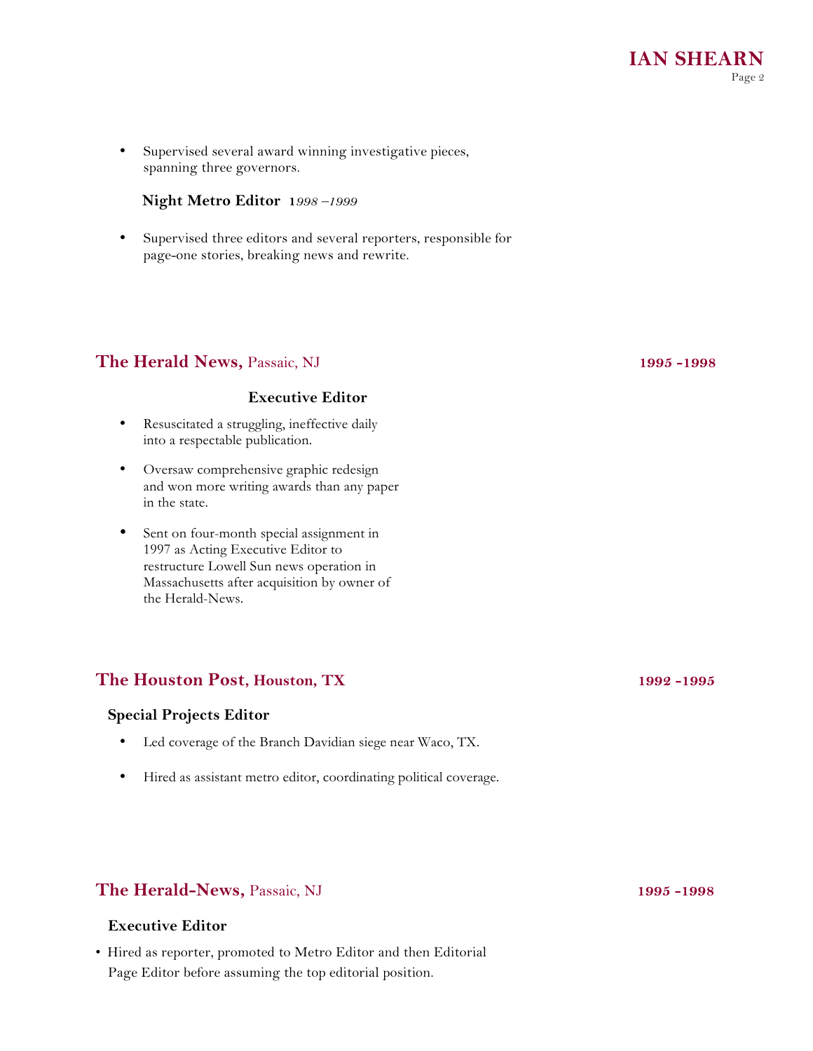- Supervised several award winning investigative pieces, spanning three governors.

**Night Metro Editor** *1998 –1999*

- Supervised three editors and several reporters, responsible for page-one stories, breaking news and rewrite.

## The Herald News, Passaic, NJ — 1995 -1998

**Executive Editor**

- Resuscitated a struggling, ineffective daily into a respectable publication.
- Oversaw comprehensive graphic redesign and won more writing awards than any paper in the state.
- Sent on four-month special assignment in 1997 as Acting Executive Editor to restructure Lowell Sun news operation in Massachusetts after acquisition by owner of the Herald-News.

## The Houston Post, Houston, TX — 1992 -1995

**Special Projects Editor**

- Led coverage of the Branch Davidian siege near Waco, TX.
- Hired as assistant metro editor, coordinating political coverage.

## The Herald-News, Passaic, NJ — 1995 -1998

**Executive Editor**

- Hired as reporter, promoted to Metro Editor and then Editorial Page Editor before assuming the top editorial position.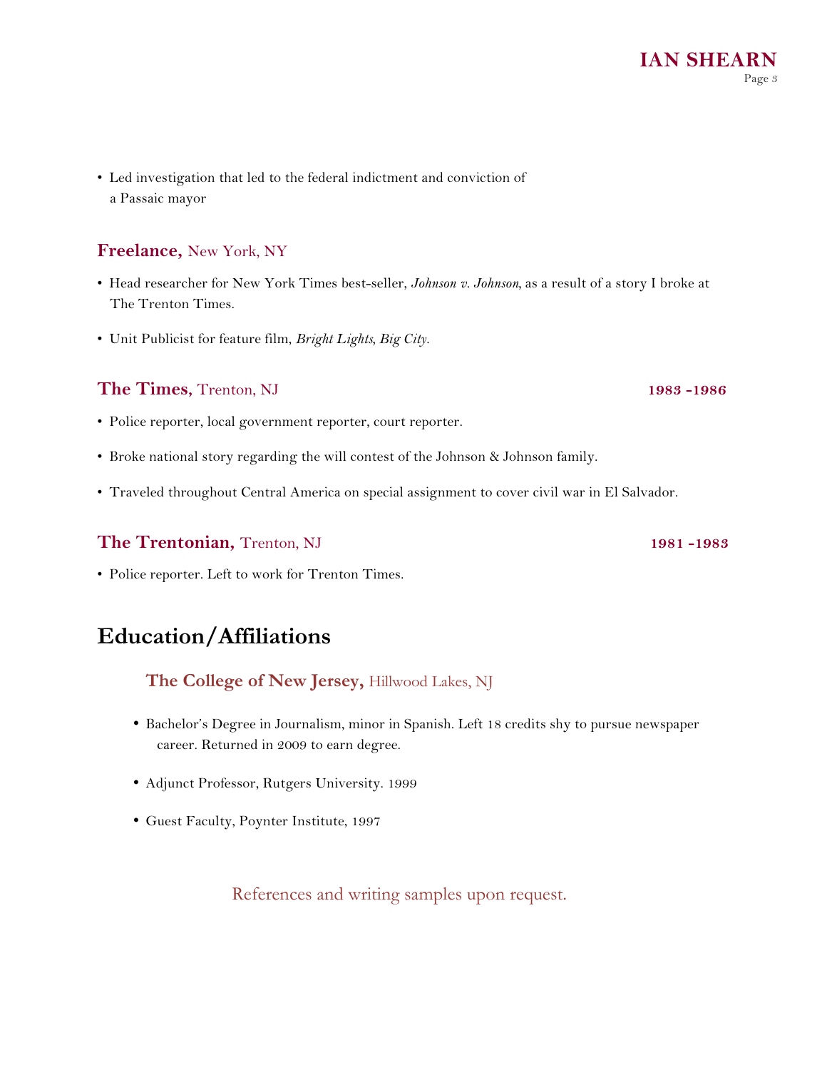- Led investigation that led to the federal indictment and conviction of a Passaic mayor

### **Freelance,** New York, NY

- Head researcher for New York Times best-seller, *Johnson v. Johnson*, as a result of a story I broke at The Trenton Times.
- Unit Publicist for feature film, *Bright Lights, Big City*.

### **The Times,** Trenton, NJ — **1983 -1986**

- Police reporter, local government reporter, court reporter.
- Broke national story regarding the will contest of the Johnson & Johnson family.
- Traveled throughout Central America on special assignment to cover civil war in El Salvador.

### **The Trentonian,** Trenton, NJ — **1981 -1983**

- Police reporter. Left to work for Trenton Times.

## Education/Affiliations

### **The College of New Jersey,** Hillwood Lakes, NJ

- Bachelor's Degree in Journalism, minor in Spanish. Left 18 credits shy to pursue newspaper career. Returned in 2009 to earn degree.
- Adjunct Professor, Rutgers University. 1999
- Guest Faculty, Poynter Institute, 1997

References and writing samples upon request.